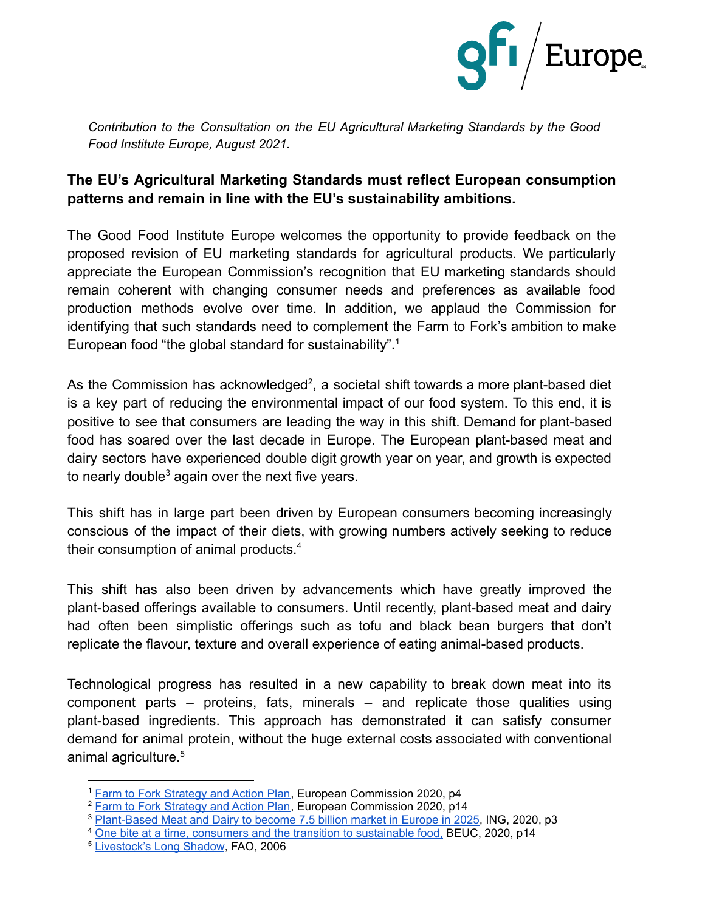*Contribution to the Consultation on the EU Agricultural Marketing Standards by the Good Food Institute Europe, August 2021.*

## The EU's Agricultural Marketing Standards must reflect European consumption patterns and remain in line with the EU's sustainability ambitions.

The Good Food Institute Europe welcomes the opportunity to provide feedback on the proposed revision of EU marketing standards for agricultural products. We particularly appreciate the European Commission's recognition that EU marketing standards should remain coherent with changing consumer needs and preferences as available food production methods evolve over time. In addition, we applaud the Commission for identifying that such standards need to complement the Farm to Fork's ambition to make European food "the global standard for sustainability".[1]

As the Commission has acknowledged[2], a societal shift towards a more plant-based diet is a key part of reducing the environmental impact of our food system. To this end, it is positive to see that consumers are leading the way in this shift. Demand for plant-based food has soared over the last decade in Europe. The European plant-based meat and dairy sectors have experienced double digit growth year on year, and growth is expected to nearly double[3] again over the next five years.

This shift has in large part been driven by European consumers becoming increasingly conscious of the impact of their diets, with growing numbers actively seeking to reduce their consumption of animal products.[4]

This shift has also been driven by advancements which have greatly improved the plant-based offerings available to consumers. Until recently, plant-based meat and dairy had often been simplistic offerings such as tofu and black bean burgers that don't replicate the flavour, texture and overall experience of eating animal-based products.

Technological progress has resulted in a new capability to break down meat into its component parts – proteins, fats, minerals – and replicate those qualities using plant-based ingredients. This approach has demonstrated it can satisfy consumer demand for animal protein, without the huge external costs associated with conventional animal agriculture.[5]

---

[1] Farm to Fork Strategy and Action Plan, European Commission 2020, p4
[2] Farm to Fork Strategy and Action Plan, European Commission 2020, p14
[3] Plant-Based Meat and Dairy to become 7.5 billion market in Europe in 2025, ING, 2020, p3
[4] One bite at a time, consumers and the transition to sustainable food, BEUC, 2020, p14
[5] Livestock's Long Shadow, FAO, 2006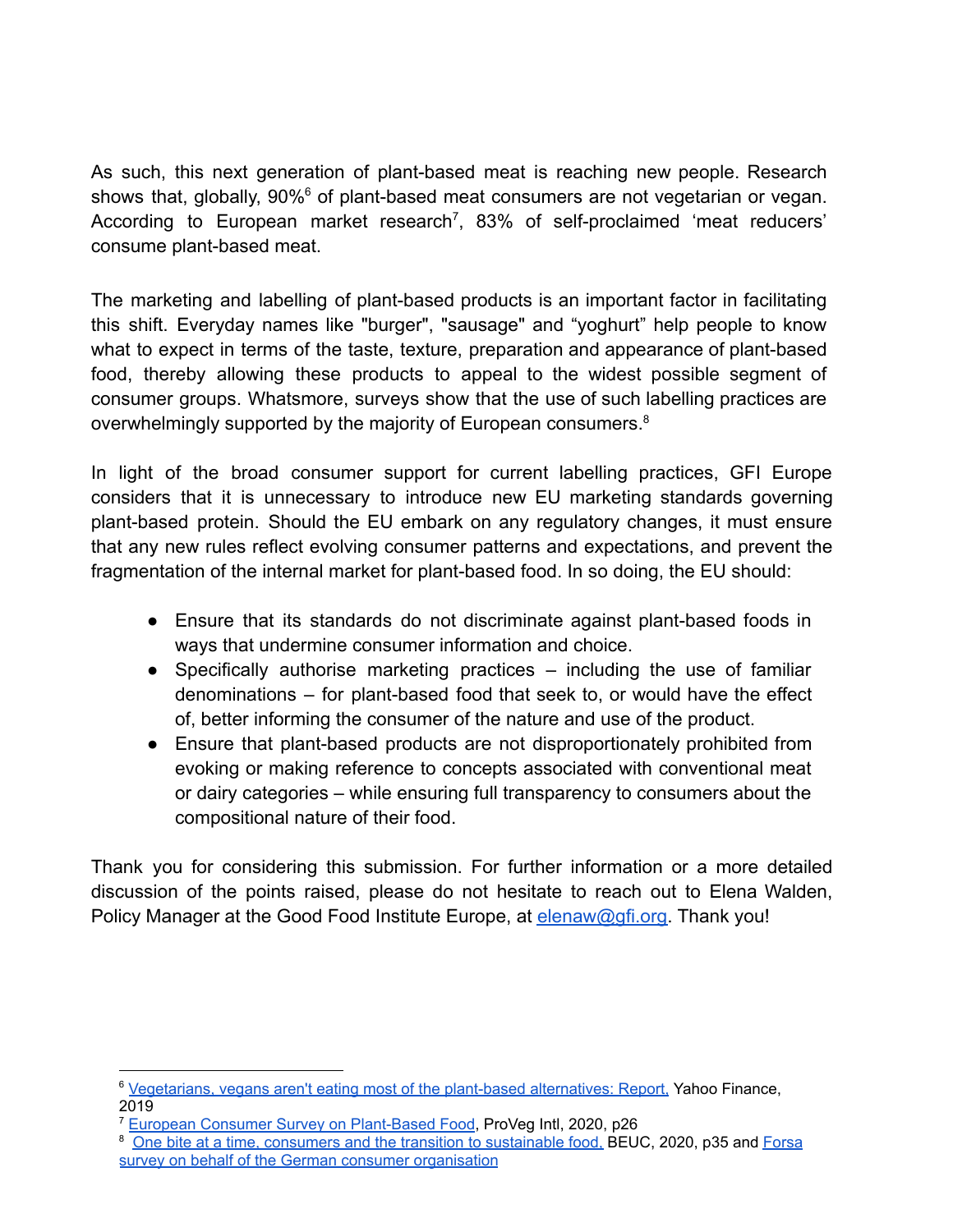As such, this next generation of plant-based meat is reaching new people. Research shows that, globally, 90%[6] of plant-based meat consumers are not vegetarian or vegan. According to European market research[7], 83% of self-proclaimed 'meat reducers' consume plant-based meat.

The marketing and labelling of plant-based products is an important factor in facilitating this shift. Everyday names like "burger", "sausage" and "yoghurt" help people to know what to expect in terms of the taste, texture, preparation and appearance of plant-based food, thereby allowing these products to appeal to the widest possible segment of consumer groups. Whatsmore, surveys show that the use of such labelling practices are overwhelmingly supported by the majority of European consumers.[8]

In light of the broad consumer support for current labelling practices, GFI Europe considers that it is unnecessary to introduce new EU marketing standards governing plant-based protein. Should the EU embark on any regulatory changes, it must ensure that any new rules reflect evolving consumer patterns and expectations, and prevent the fragmentation of the internal market for plant-based food. In so doing, the EU should:

- Ensure that its standards do not discriminate against plant-based foods in ways that undermine consumer information and choice.
- Specifically authorise marketing practices – including the use of familiar denominations – for plant-based food that seek to, or would have the effect of, better informing the consumer of the nature and use of the product.
- Ensure that plant-based products are not disproportionately prohibited from evoking or making reference to concepts associated with conventional meat or dairy categories – while ensuring full transparency to consumers about the compositional nature of their food.

Thank you for considering this submission. For further information or a more detailed discussion of the points raised, please do not hesitate to reach out to Elena Walden, Policy Manager at the Good Food Institute Europe, at elenaw@gfi.org. Thank you!

---

[6] Vegetarians, vegans aren't eating most of the plant-based alternatives: Report, Yahoo Finance, 2019

[7] European Consumer Survey on Plant-Based Food, ProVeg Intl, 2020, p26

[8] One bite at a time, consumers and the transition to sustainable food, BEUC, 2020, p35 and Forsa survey on behalf of the German consumer organisation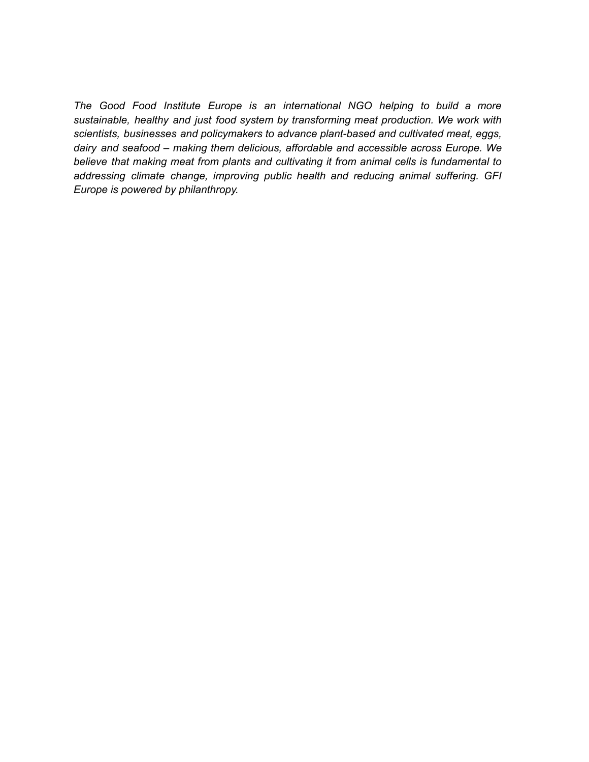*The Good Food Institute Europe is an international NGO helping to build a more sustainable, healthy and just food system by transforming meat production. We work with scientists, businesses and policymakers to advance plant-based and cultivated meat, eggs, dairy and seafood – making them delicious, affordable and accessible across Europe. We believe that making meat from plants and cultivating it from animal cells is fundamental to addressing climate change, improving public health and reducing animal suffering. GFI Europe is powered by philanthropy.*